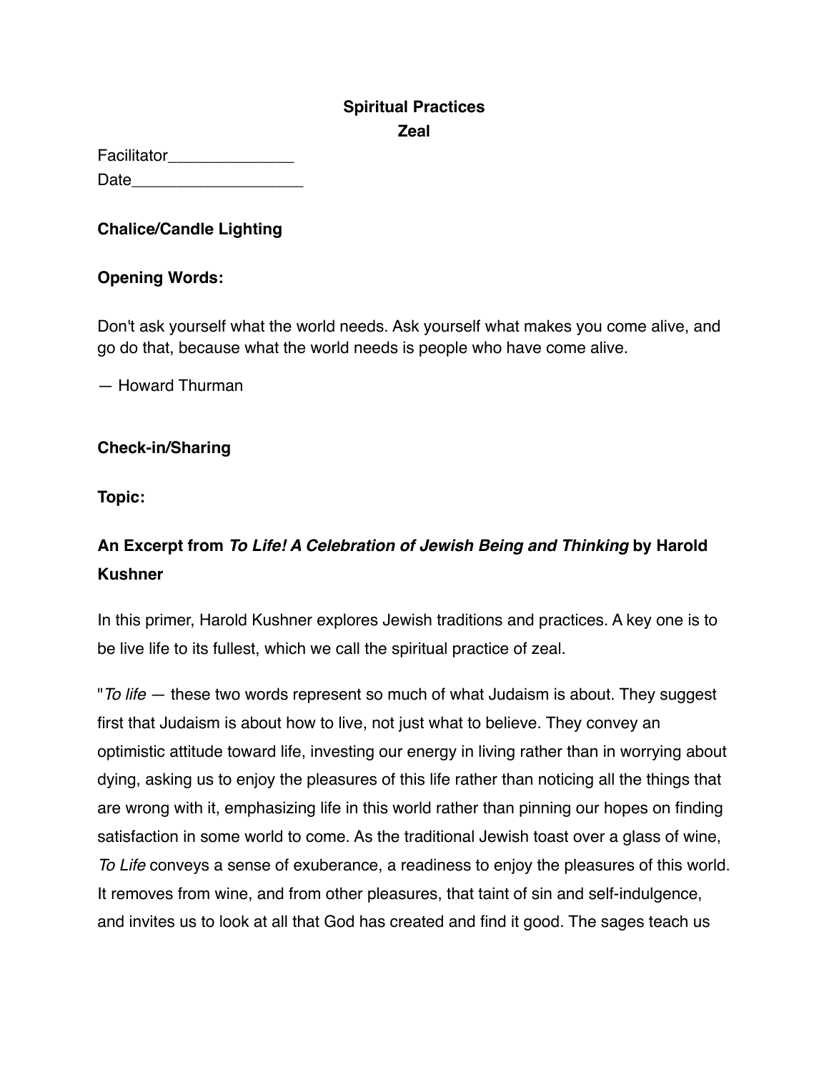**Spiritual Practices**

**Zeal**

Facilitator______________

Date___________________

**Chalice/Candle Lighting**

**Opening Words:**

Don't ask yourself what the world needs. Ask yourself what makes you come alive, and go do that, because what the world needs is people who have come alive.

— Howard Thurman

**Check-in/Sharing**

**Topic:**

**An Excerpt from *To Life! A Celebration of Jewish Being and Thinking* by Harold Kushner**

In this primer, Harold Kushner explores Jewish traditions and practices. A key one is to be live life to its fullest, which we call the spiritual practice of zeal.

"*To life* — these two words represent so much of what Judaism is about. They suggest first that Judaism is about how to live, not just what to believe. They convey an optimistic attitude toward life, investing our energy in living rather than in worrying about dying, asking us to enjoy the pleasures of this life rather than noticing all the things that are wrong with it, emphasizing life in this world rather than pinning our hopes on finding satisfaction in some world to come. As the traditional Jewish toast over a glass of wine, *To Life* conveys a sense of exuberance, a readiness to enjoy the pleasures of this world. It removes from wine, and from other pleasures, that taint of sin and self-indulgence, and invites us to look at all that God has created and find it good. The sages teach us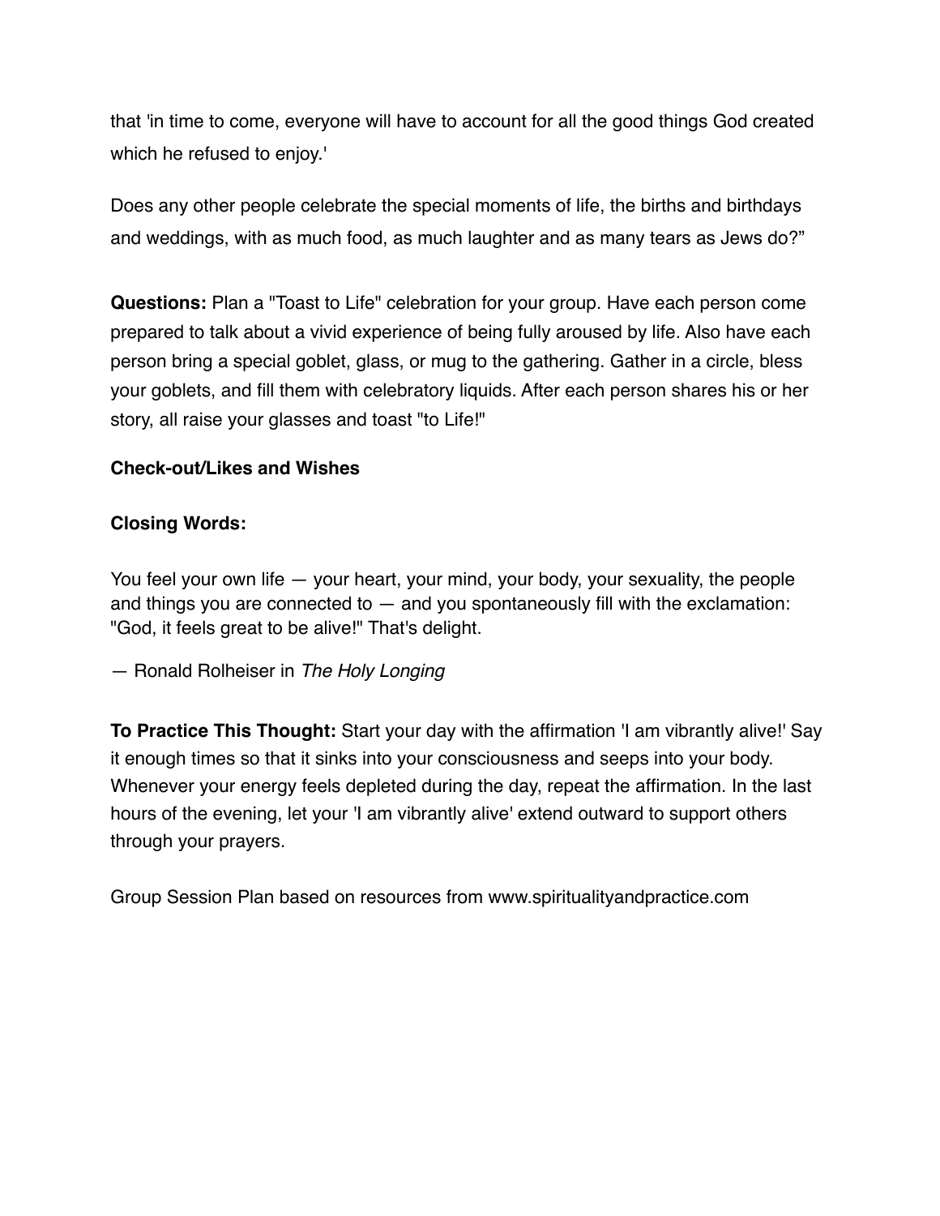that 'in time to come, everyone will have to account for all the good things God created which he refused to enjoy.'

Does any other people celebrate the special moments of life, the births and birthdays and weddings, with as much food, as much laughter and as many tears as Jews do?"

**Questions:** Plan a "Toast to Life" celebration for your group. Have each person come prepared to talk about a vivid experience of being fully aroused by life. Also have each person bring a special goblet, glass, or mug to the gathering. Gather in a circle, bless your goblets, and fill them with celebratory liquids. After each person shares his or her story, all raise your glasses and toast "to Life!"

**Check-out/Likes and Wishes**

**Closing Words:**

You feel your own life — your heart, your mind, your body, your sexuality, the people and things you are connected to — and you spontaneously fill with the exclamation: "God, it feels great to be alive!" That's delight.

— Ronald Rolheiser in *The Holy Longing*

**To Practice This Thought:** Start your day with the affirmation 'I am vibrantly alive!' Say it enough times so that it sinks into your consciousness and seeps into your body. Whenever your energy feels depleted during the day, repeat the affirmation. In the last hours of the evening, let your 'I am vibrantly alive' extend outward to support others through your prayers.

Group Session Plan based on resources from www.spiritualityandpractice.com